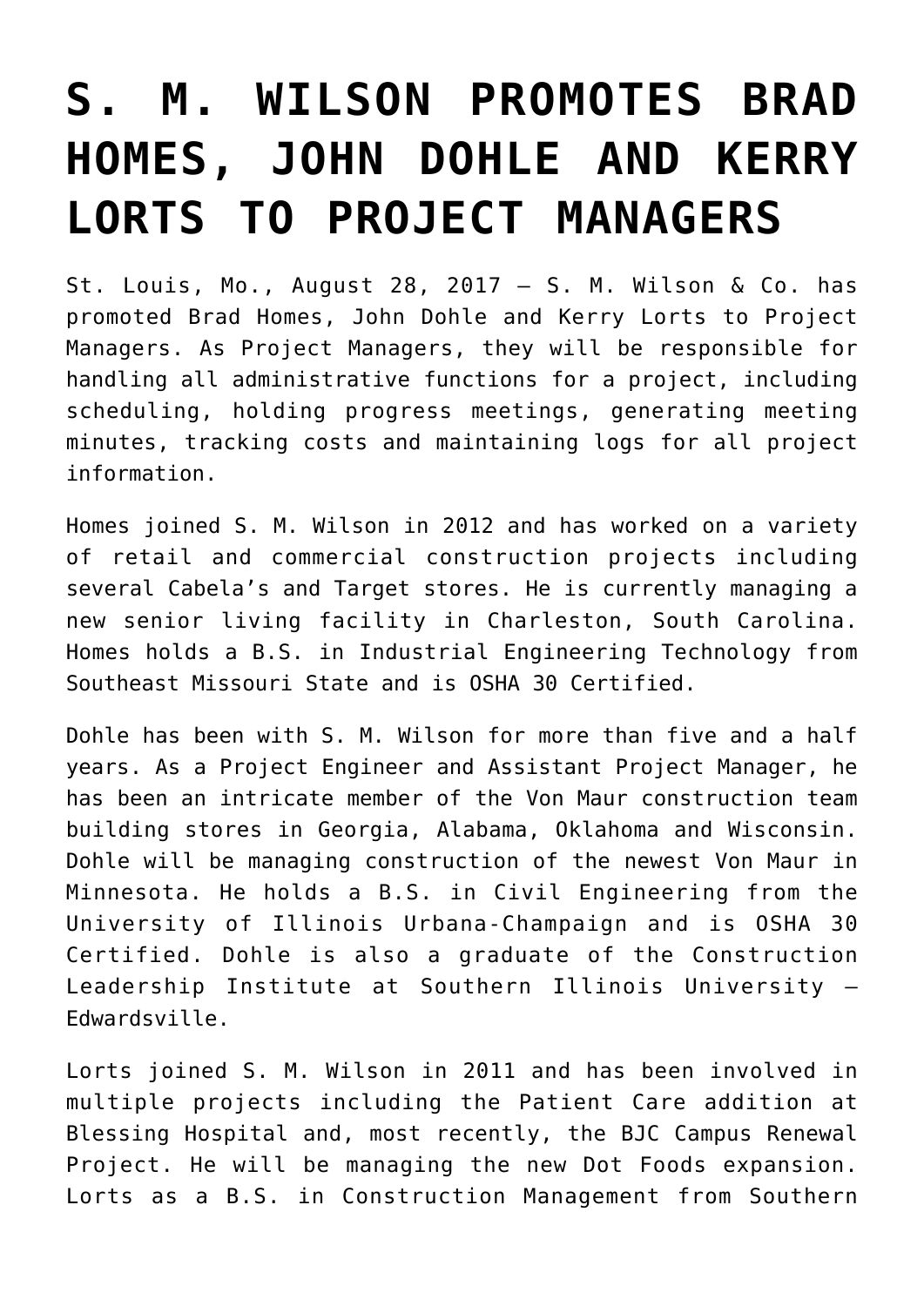# S. M. WILSON PROMOTES BRAD HOMES, JOHN DOHLE AND KERRY LORTS TO PROJECT MANAGERS

St. Louis, Mo., August 28, 2017 – S. M. Wilson & Co. has promoted Brad Homes, John Dohle and Kerry Lorts to Project Managers. As Project Managers, they will be responsible for handling all administrative functions for a project, including scheduling, holding progress meetings, generating meeting minutes, tracking costs and maintaining logs for all project information.

Homes joined S. M. Wilson in 2012 and has worked on a variety of retail and commercial construction projects including several Cabela's and Target stores. He is currently managing a new senior living facility in Charleston, South Carolina. Homes holds a B.S. in Industrial Engineering Technology from Southeast Missouri State and is OSHA 30 Certified.

Dohle has been with S. M. Wilson for more than five and a half years. As a Project Engineer and Assistant Project Manager, he has been an intricate member of the Von Maur construction team building stores in Georgia, Alabama, Oklahoma and Wisconsin. Dohle will be managing construction of the newest Von Maur in Minnesota. He holds a B.S. in Civil Engineering from the University of Illinois Urbana-Champaign and is OSHA 30 Certified. Dohle is also a graduate of the Construction Leadership Institute at Southern Illinois University – Edwardsville.

Lorts joined S. M. Wilson in 2011 and has been involved in multiple projects including the Patient Care addition at Blessing Hospital and, most recently, the BJC Campus Renewal Project. He will be managing the new Dot Foods expansion. Lorts as a B.S. in Construction Management from Southern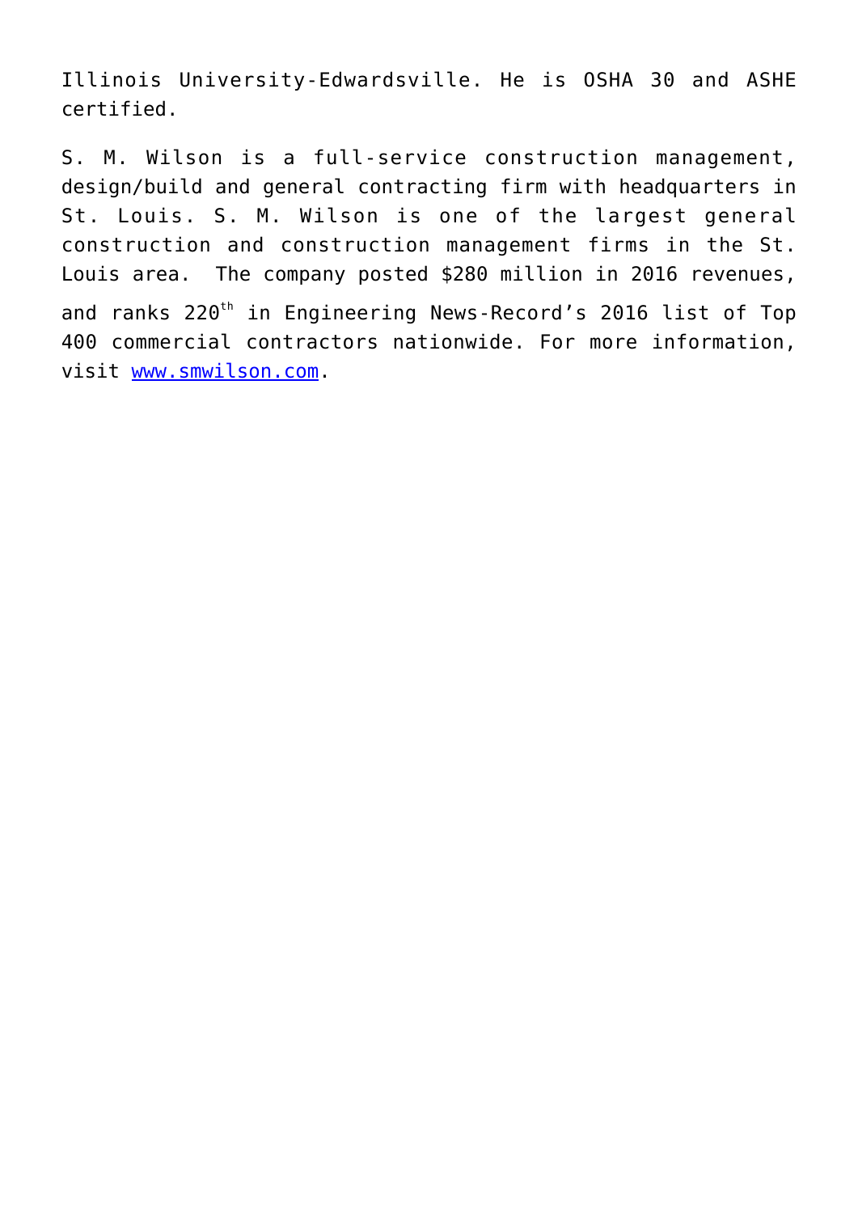Illinois University-Edwardsville. He is OSHA 30 and ASHE certified.

S. M. Wilson is a full-service construction management, design/build and general contracting firm with headquarters in St. Louis. S. M. Wilson is one of the largest general construction and construction management firms in the St. Louis area. The company posted $280 million in 2016 revenues, and ranks 220th in Engineering News-Record's 2016 list of Top 400 commercial contractors nationwide. For more information, visit [www.smwilson.com](http://www.smwilson.com).